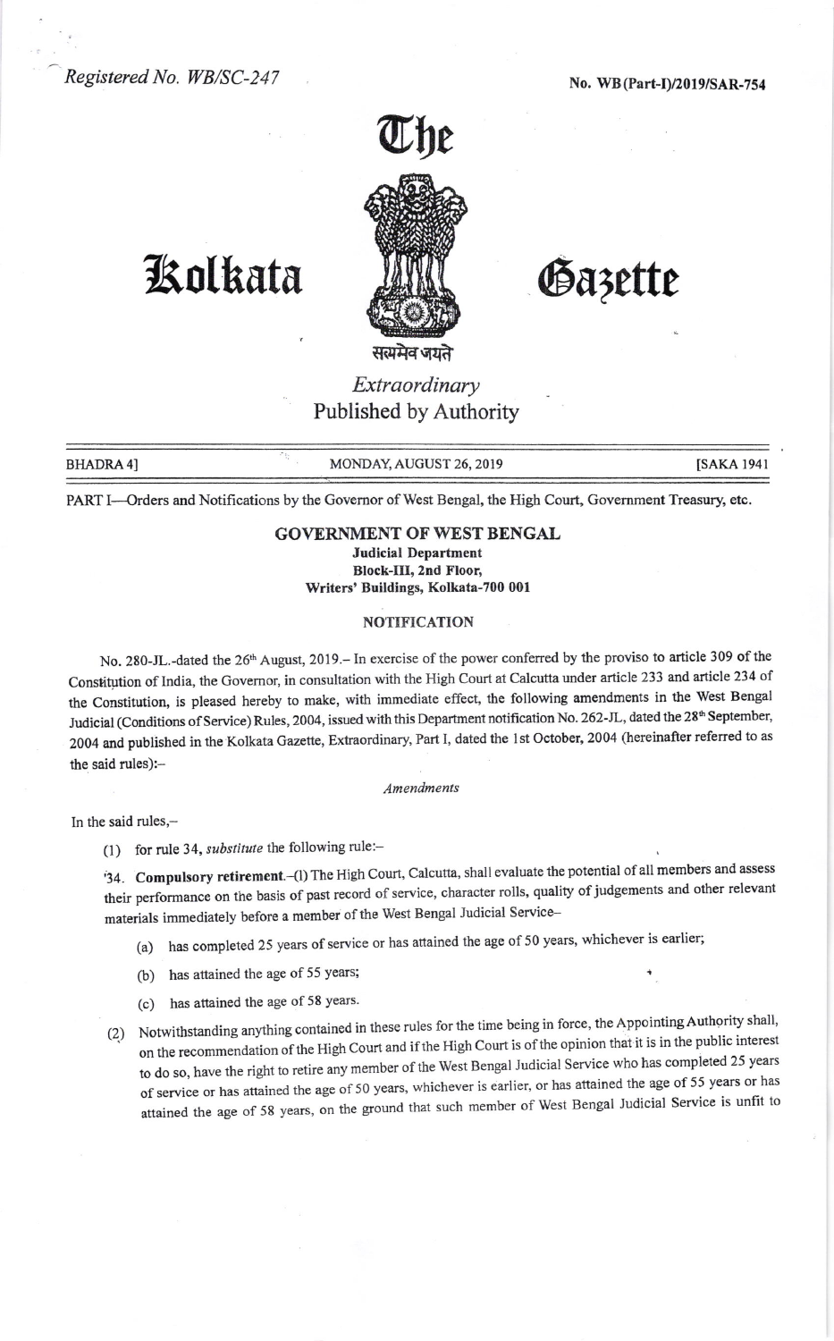*Registered No. WB/SC-247*

**No. WB(Part-I)/2019/SAR-754**

# The Kolkata Gazette

सत्यमेव जयते

*Extraordinary*

Published by Authority

BHADRA 4] MONDAY, AUGUST 26, 2019 [SAKA 1941

PART I—Orders and Notifications by the Governor of West Bengal, the High Court, Government Treasury, etc.

## GOVERNMENT OF WEST BENGAL

**Judicial Department**
**Block-III, 2nd Floor,**
**Writers' Buildings, Kolkata-700 001**

### NOTIFICATION

No. 280-JL.-dated the 26[th] August, 2019.– In exercise of the power conferred by the proviso to article 309 of the Constitution of India, the Governor, in consultation with the High Court at Calcutta under article 233 and article 234 of the Constitution, is pleased hereby to make, with immediate effect, the following amendments in the West Bengal Judicial (Conditions of Service) Rules, 2004, issued with this Department notification No. 262-JL, dated the 28[th] September, 2004 and published in the Kolkata Gazette, Extraordinary, Part I, dated the 1st October, 2004 (hereinafter referred to as the said rules):–

*Amendments*

In the said rules,–

(1) for rule 34, *substitute* the following rule:–

'34. **Compulsory retirement**.–(1) The High Court, Calcutta, shall evaluate the potential of all members and assess their performance on the basis of past record of service, character rolls, quality of judgements and other relevant materials immediately before a member of the West Bengal Judicial Service–

(a) has completed 25 years of service or has attained the age of 50 years, whichever is earlier;

(b) has attained the age of 55 years;

(c) has attained the age of 58 years.

(2) Notwithstanding anything contained in these rules for the time being in force, the Appointing Authority shall, on the recommendation of the High Court and if the High Court is of the opinion that it is in the public interest to do so, have the right to retire any member of the West Bengal Judicial Service who has completed 25 years of service or has attained the age of 50 years, whichever is earlier, or has attained the age of 55 years or has attained the age of 58 years, on the ground that such member of West Bengal Judicial Service is unfit to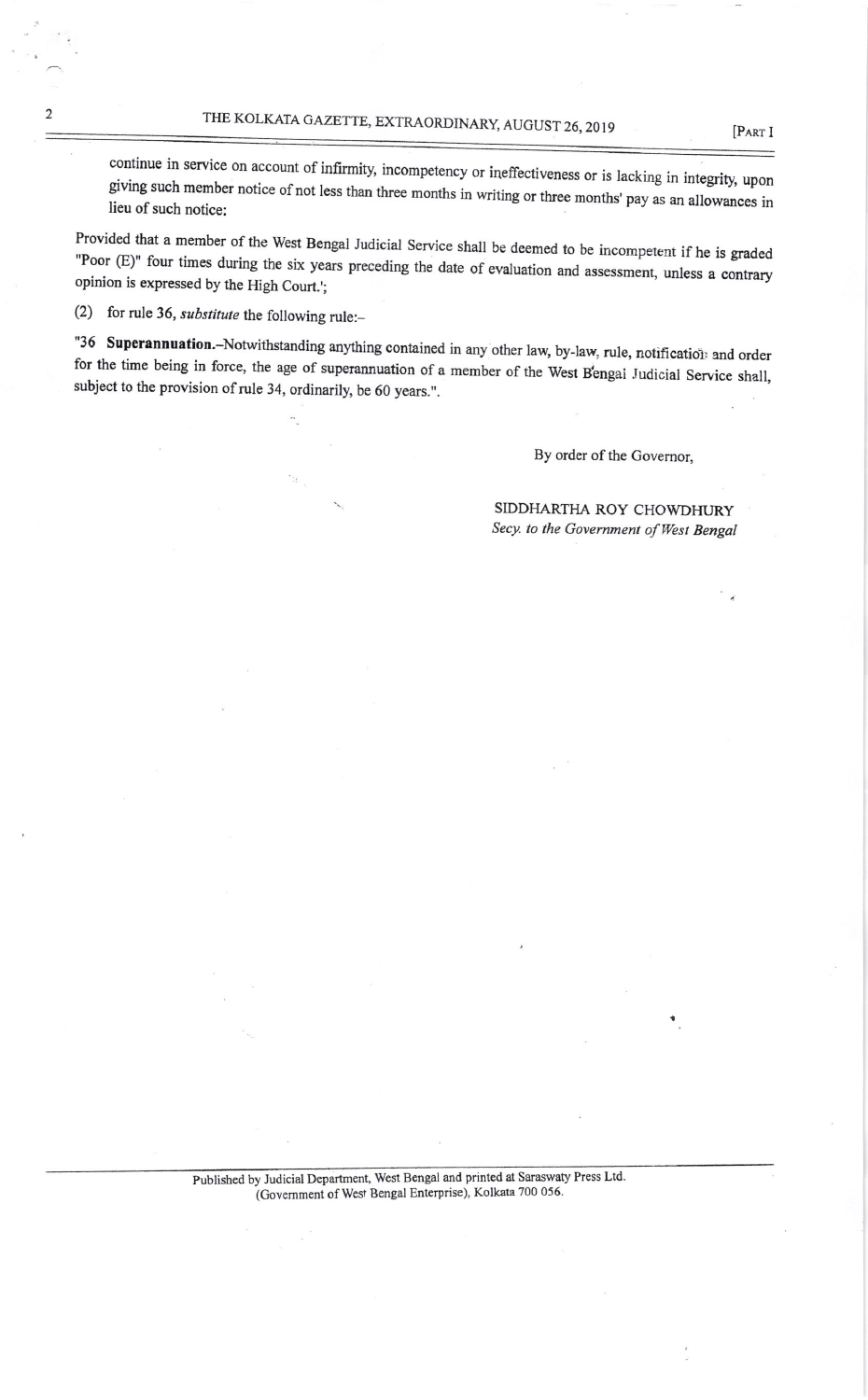continue in service on account of infirmity, incompetency or ineffectiveness or is lacking in integrity, upon giving such member notice of not less than three months in writing or three months' pay as an allowances in lieu of such notice:

Provided that a member of the West Bengal Judicial Service shall be deemed to be incompetent if he is graded "Poor (E)" four times during the six years preceding the date of evaluation and assessment, unless a contrary opinion is expressed by the High Court.';

(2) for rule 36, *substitute* the following rule:–

"36 **Superannuation.**–Notwithstanding anything contained in any other law, by-law, rule, notification and order for the time being in force, the age of superannuation of a member of the West Bengal Judicial Service shall, subject to the provision of rule 34, ordinarily, be 60 years.".

By order of the Governor,

SIDDHARTHA ROY CHOWDHURY
*Secy. to the Government of West Bengal*

Published by Judicial Department, West Bengal and printed at Saraswaty Press Ltd. (Government of West Bengal Enterprise), Kolkata 700 056.